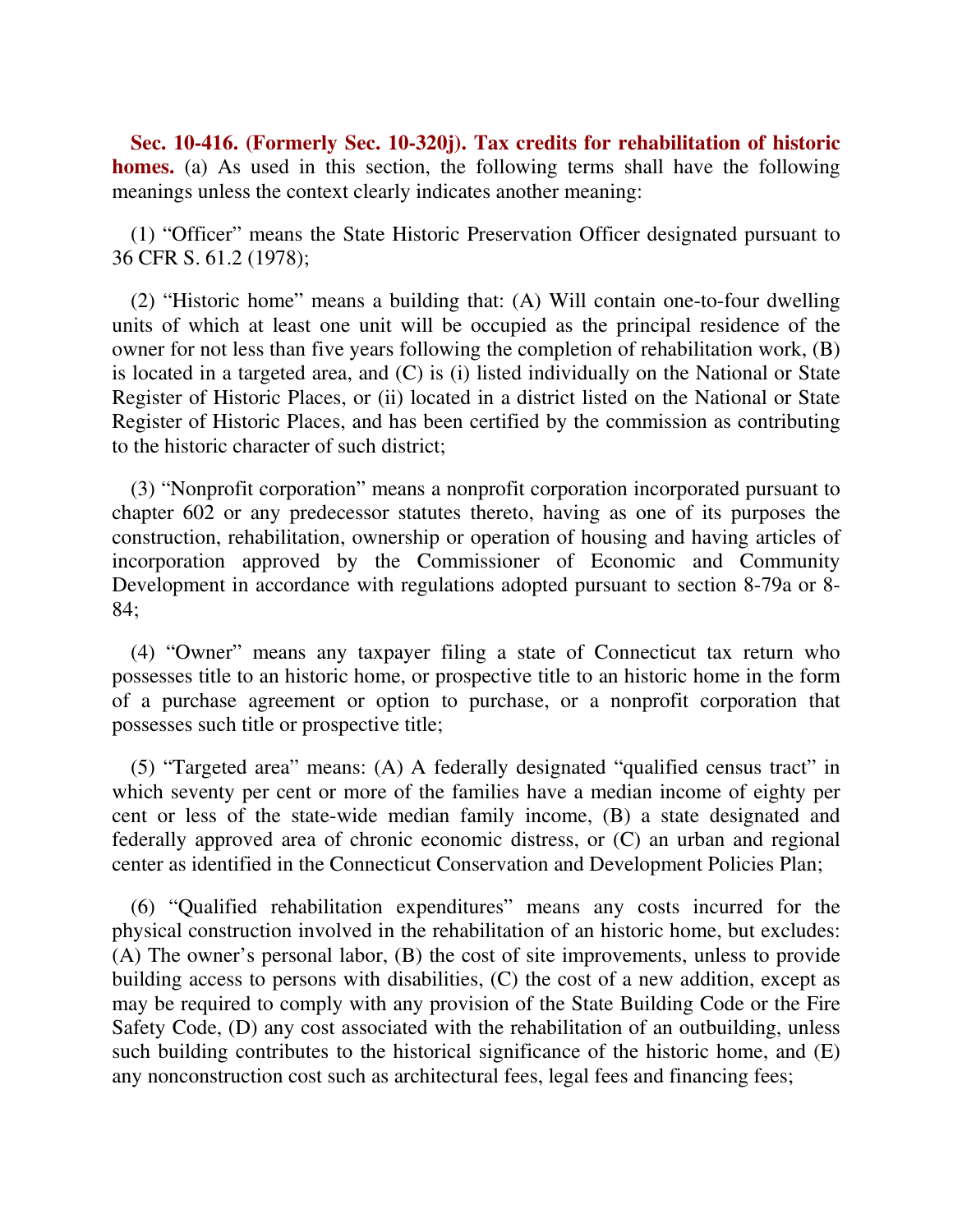**Sec. 10-416. (Formerly Sec. 10-320j). Tax credits for rehabilitation of historic homes.** (a) As used in this section, the following terms shall have the following meanings unless the context clearly indicates another meaning:

(1) "Officer" means the State Historic Preservation Officer designated pursuant to 36 CFR S. 61.2 (1978);

(2) "Historic home" means a building that: (A) Will contain one-to-four dwelling units of which at least one unit will be occupied as the principal residence of the owner for not less than five years following the completion of rehabilitation work, (B) is located in a targeted area, and (C) is (i) listed individually on the National or State Register of Historic Places, or (ii) located in a district listed on the National or State Register of Historic Places, and has been certified by the commission as contributing to the historic character of such district;

(3) "Nonprofit corporation" means a nonprofit corporation incorporated pursuant to chapter 602 or any predecessor statutes thereto, having as one of its purposes the construction, rehabilitation, ownership or operation of housing and having articles of incorporation approved by the Commissioner of Economic and Community Development in accordance with regulations adopted pursuant to section 8-79a or 8-84;

(4) "Owner" means any taxpayer filing a state of Connecticut tax return who possesses title to an historic home, or prospective title to an historic home in the form of a purchase agreement or option to purchase, or a nonprofit corporation that possesses such title or prospective title;

(5) "Targeted area" means: (A) A federally designated "qualified census tract" in which seventy per cent or more of the families have a median income of eighty per cent or less of the state-wide median family income, (B) a state designated and federally approved area of chronic economic distress, or (C) an urban and regional center as identified in the Connecticut Conservation and Development Policies Plan;

(6) "Qualified rehabilitation expenditures" means any costs incurred for the physical construction involved in the rehabilitation of an historic home, but excludes: (A) The owner's personal labor, (B) the cost of site improvements, unless to provide building access to persons with disabilities, (C) the cost of a new addition, except as may be required to comply with any provision of the State Building Code or the Fire Safety Code, (D) any cost associated with the rehabilitation of an outbuilding, unless such building contributes to the historical significance of the historic home, and (E) any nonconstruction cost such as architectural fees, legal fees and financing fees;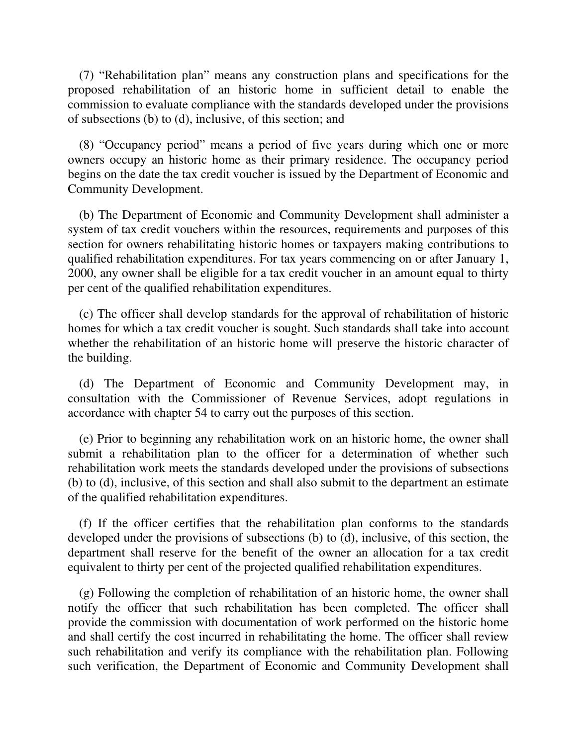(7) “Rehabilitation plan” means any construction plans and specifications for the proposed rehabilitation of an historic home in sufficient detail to enable the commission to evaluate compliance with the standards developed under the provisions of subsections (b) to (d), inclusive, of this section; and

(8) “Occupancy period” means a period of five years during which one or more owners occupy an historic home as their primary residence. The occupancy period begins on the date the tax credit voucher is issued by the Department of Economic and Community Development.

(b) The Department of Economic and Community Development shall administer a system of tax credit vouchers within the resources, requirements and purposes of this section for owners rehabilitating historic homes or taxpayers making contributions to qualified rehabilitation expenditures. For tax years commencing on or after January 1, 2000, any owner shall be eligible for a tax credit voucher in an amount equal to thirty per cent of the qualified rehabilitation expenditures.

(c) The officer shall develop standards for the approval of rehabilitation of historic homes for which a tax credit voucher is sought. Such standards shall take into account whether the rehabilitation of an historic home will preserve the historic character of the building.

(d) The Department of Economic and Community Development may, in consultation with the Commissioner of Revenue Services, adopt regulations in accordance with chapter 54 to carry out the purposes of this section.

(e) Prior to beginning any rehabilitation work on an historic home, the owner shall submit a rehabilitation plan to the officer for a determination of whether such rehabilitation work meets the standards developed under the provisions of subsections (b) to (d), inclusive, of this section and shall also submit to the department an estimate of the qualified rehabilitation expenditures.

(f) If the officer certifies that the rehabilitation plan conforms to the standards developed under the provisions of subsections (b) to (d), inclusive, of this section, the department shall reserve for the benefit of the owner an allocation for a tax credit equivalent to thirty per cent of the projected qualified rehabilitation expenditures.

(g) Following the completion of rehabilitation of an historic home, the owner shall notify the officer that such rehabilitation has been completed. The officer shall provide the commission with documentation of work performed on the historic home and shall certify the cost incurred in rehabilitating the home. The officer shall review such rehabilitation and verify its compliance with the rehabilitation plan. Following such verification, the Department of Economic and Community Development shall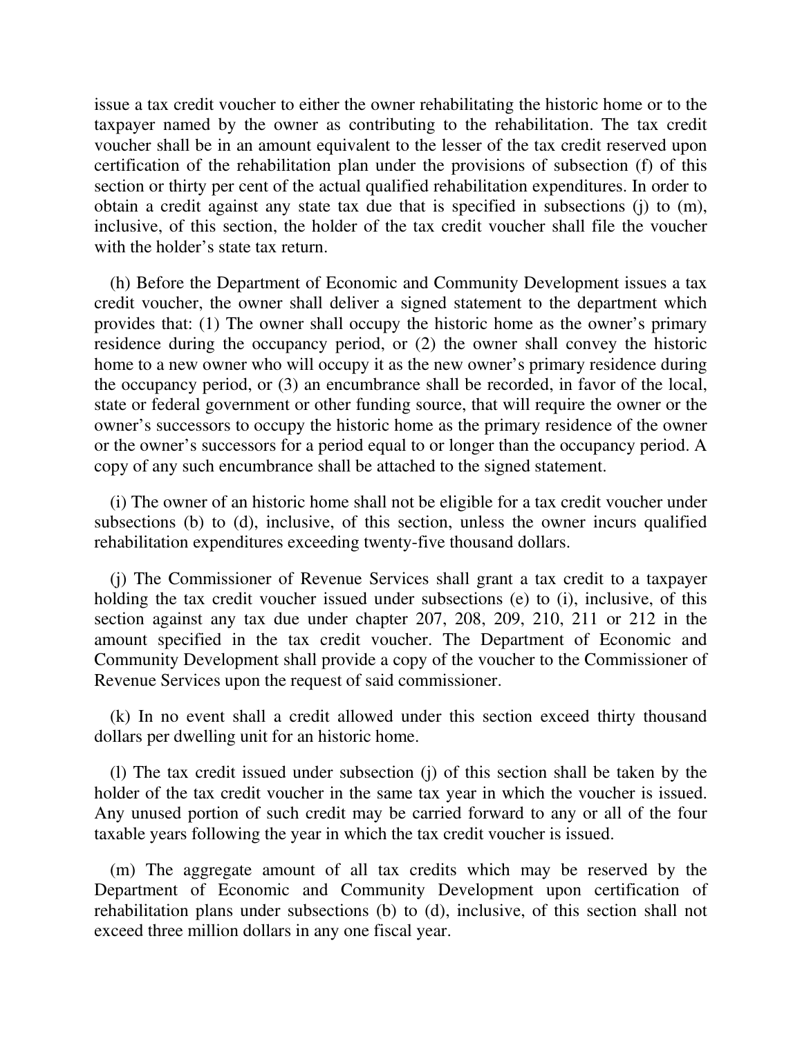issue a tax credit voucher to either the owner rehabilitating the historic home or to the taxpayer named by the owner as contributing to the rehabilitation. The tax credit voucher shall be in an amount equivalent to the lesser of the tax credit reserved upon certification of the rehabilitation plan under the provisions of subsection (f) of this section or thirty per cent of the actual qualified rehabilitation expenditures. In order to obtain a credit against any state tax due that is specified in subsections (j) to (m), inclusive, of this section, the holder of the tax credit voucher shall file the voucher with the holder's state tax return.

(h) Before the Department of Economic and Community Development issues a tax credit voucher, the owner shall deliver a signed statement to the department which provides that: (1) The owner shall occupy the historic home as the owner's primary residence during the occupancy period, or (2) the owner shall convey the historic home to a new owner who will occupy it as the new owner's primary residence during the occupancy period, or (3) an encumbrance shall be recorded, in favor of the local, state or federal government or other funding source, that will require the owner or the owner's successors to occupy the historic home as the primary residence of the owner or the owner's successors for a period equal to or longer than the occupancy period. A copy of any such encumbrance shall be attached to the signed statement.

(i) The owner of an historic home shall not be eligible for a tax credit voucher under subsections (b) to (d), inclusive, of this section, unless the owner incurs qualified rehabilitation expenditures exceeding twenty-five thousand dollars.

(j) The Commissioner of Revenue Services shall grant a tax credit to a taxpayer holding the tax credit voucher issued under subsections (e) to (i), inclusive, of this section against any tax due under chapter 207, 208, 209, 210, 211 or 212 in the amount specified in the tax credit voucher. The Department of Economic and Community Development shall provide a copy of the voucher to the Commissioner of Revenue Services upon the request of said commissioner.

(k) In no event shall a credit allowed under this section exceed thirty thousand dollars per dwelling unit for an historic home.

(l) The tax credit issued under subsection (j) of this section shall be taken by the holder of the tax credit voucher in the same tax year in which the voucher is issued. Any unused portion of such credit may be carried forward to any or all of the four taxable years following the year in which the tax credit voucher is issued.

(m) The aggregate amount of all tax credits which may be reserved by the Department of Economic and Community Development upon certification of rehabilitation plans under subsections (b) to (d), inclusive, of this section shall not exceed three million dollars in any one fiscal year.